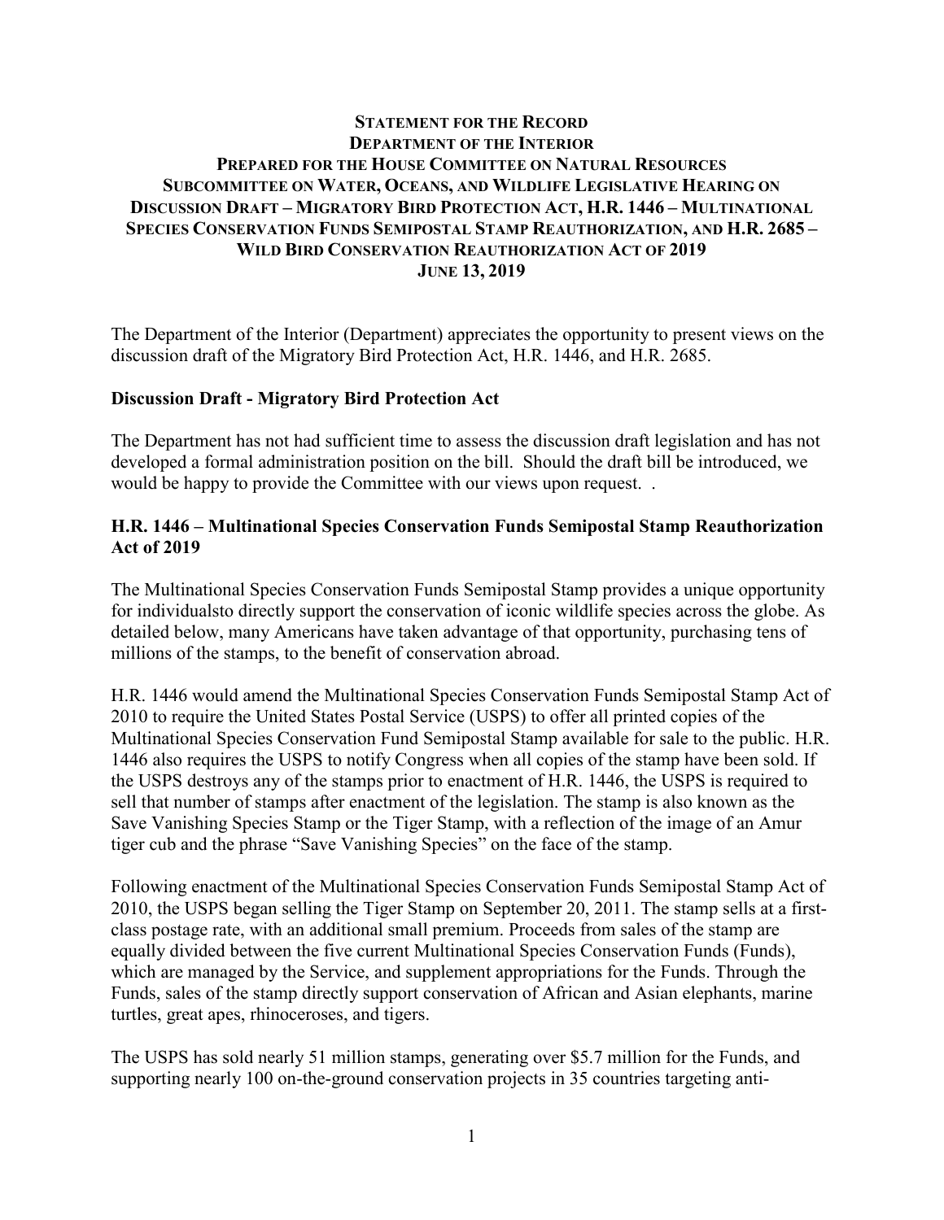**STATEMENT FOR THE RECORD**
**DEPARTMENT OF THE INTERIOR**
**PREPARED FOR THE HOUSE COMMITTEE ON NATURAL RESOURCES**
**SUBCOMMITTEE ON WATER, OCEANS, AND WILDLIFE LEGISLATIVE HEARING ON DISCUSSION DRAFT – MIGRATORY BIRD PROTECTION ACT, H.R. 1446 – MULTINATIONAL SPECIES CONSERVATION FUNDS SEMIPOSTAL STAMP REAUTHORIZATION, AND H.R. 2685 – WILD BIRD CONSERVATION REAUTHORIZATION ACT OF 2019**
**JUNE 13, 2019**

The Department of the Interior (Department) appreciates the opportunity to present views on the discussion draft of the Migratory Bird Protection Act, H.R. 1446, and H.R. 2685.

**Discussion Draft - Migratory Bird Protection Act**

The Department has not had sufficient time to assess the discussion draft legislation and has not developed a formal administration position on the bill. Should the draft bill be introduced, we would be happy to provide the Committee with our views upon request. .

**H.R. 1446 – Multinational Species Conservation Funds Semipostal Stamp Reauthorization Act of 2019**

The Multinational Species Conservation Funds Semipostal Stamp provides a unique opportunity for individualsto directly support the conservation of iconic wildlife species across the globe. As detailed below, many Americans have taken advantage of that opportunity, purchasing tens of millions of the stamps, to the benefit of conservation abroad.

H.R. 1446 would amend the Multinational Species Conservation Funds Semipostal Stamp Act of 2010 to require the United States Postal Service (USPS) to offer all printed copies of the Multinational Species Conservation Fund Semipostal Stamp available for sale to the public. H.R. 1446 also requires the USPS to notify Congress when all copies of the stamp have been sold. If the USPS destroys any of the stamps prior to enactment of H.R. 1446, the USPS is required to sell that number of stamps after enactment of the legislation. The stamp is also known as the Save Vanishing Species Stamp or the Tiger Stamp, with a reflection of the image of an Amur tiger cub and the phrase "Save Vanishing Species" on the face of the stamp.

Following enactment of the Multinational Species Conservation Funds Semipostal Stamp Act of 2010, the USPS began selling the Tiger Stamp on September 20, 2011. The stamp sells at a first-class postage rate, with an additional small premium. Proceeds from sales of the stamp are equally divided between the five current Multinational Species Conservation Funds (Funds), which are managed by the Service, and supplement appropriations for the Funds. Through the Funds, sales of the stamp directly support conservation of African and Asian elephants, marine turtles, great apes, rhinoceroses, and tigers.

The USPS has sold nearly 51 million stamps, generating over $5.7 million for the Funds, and supporting nearly 100 on-the-ground conservation projects in 35 countries targeting anti-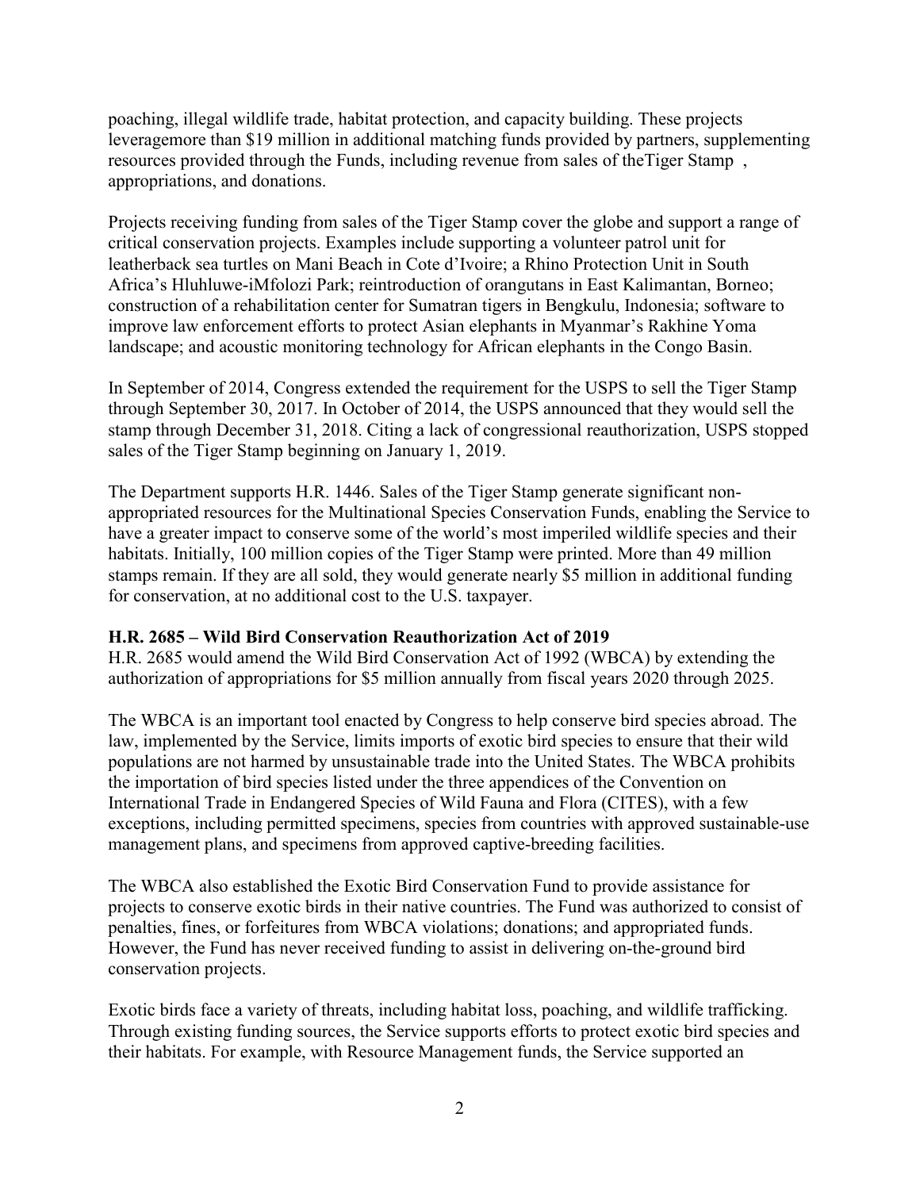poaching, illegal wildlife trade, habitat protection, and capacity building. These projects leveragemore than $19 million in additional matching funds provided by partners, supplementing resources provided through the Funds, including revenue from sales of theTiger Stamp , appropriations, and donations.

Projects receiving funding from sales of the Tiger Stamp cover the globe and support a range of critical conservation projects. Examples include supporting a volunteer patrol unit for leatherback sea turtles on Mani Beach in Cote d'Ivoire; a Rhino Protection Unit in South Africa's Hluhluwe-iMfolozi Park; reintroduction of orangutans in East Kalimantan, Borneo; construction of a rehabilitation center for Sumatran tigers in Bengkulu, Indonesia; software to improve law enforcement efforts to protect Asian elephants in Myanmar's Rakhine Yoma landscape; and acoustic monitoring technology for African elephants in the Congo Basin.

In September of 2014, Congress extended the requirement for the USPS to sell the Tiger Stamp through September 30, 2017. In October of 2014, the USPS announced that they would sell the stamp through December 31, 2018. Citing a lack of congressional reauthorization, USPS stopped sales of the Tiger Stamp beginning on January 1, 2019.

The Department supports H.R. 1446. Sales of the Tiger Stamp generate significant non-appropriated resources for the Multinational Species Conservation Funds, enabling the Service to have a greater impact to conserve some of the world's most imperiled wildlife species and their habitats. Initially, 100 million copies of the Tiger Stamp were printed. More than 49 million stamps remain. If they are all sold, they would generate nearly $5 million in additional funding for conservation, at no additional cost to the U.S. taxpayer.

**H.R. 2685 – Wild Bird Conservation Reauthorization Act of 2019**

H.R. 2685 would amend the Wild Bird Conservation Act of 1992 (WBCA) by extending the authorization of appropriations for $5 million annually from fiscal years 2020 through 2025.

The WBCA is an important tool enacted by Congress to help conserve bird species abroad. The law, implemented by the Service, limits imports of exotic bird species to ensure that their wild populations are not harmed by unsustainable trade into the United States. The WBCA prohibits the importation of bird species listed under the three appendices of the Convention on International Trade in Endangered Species of Wild Fauna and Flora (CITES), with a few exceptions, including permitted specimens, species from countries with approved sustainable-use management plans, and specimens from approved captive-breeding facilities.

The WBCA also established the Exotic Bird Conservation Fund to provide assistance for projects to conserve exotic birds in their native countries. The Fund was authorized to consist of penalties, fines, or forfeitures from WBCA violations; donations; and appropriated funds. However, the Fund has never received funding to assist in delivering on-the-ground bird conservation projects.

Exotic birds face a variety of threats, including habitat loss, poaching, and wildlife trafficking. Through existing funding sources, the Service supports efforts to protect exotic bird species and their habitats. For example, with Resource Management funds, the Service supported an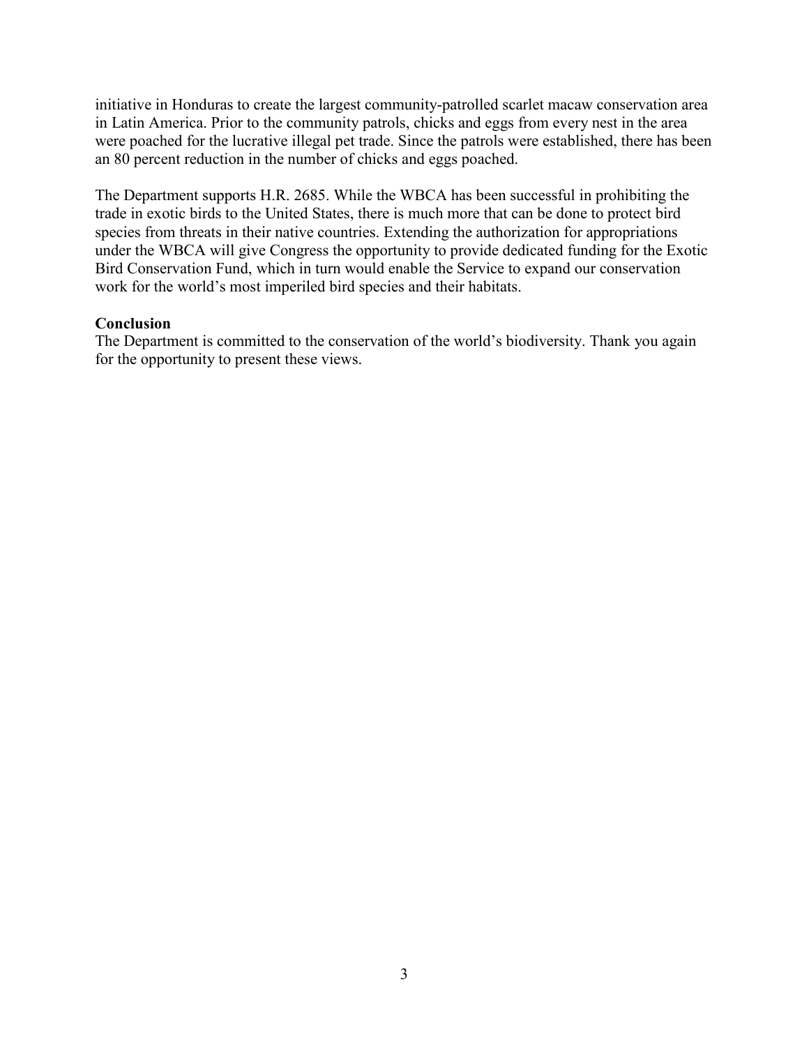initiative in Honduras to create the largest community-patrolled scarlet macaw conservation area in Latin America. Prior to the community patrols, chicks and eggs from every nest in the area were poached for the lucrative illegal pet trade. Since the patrols were established, there has been an 80 percent reduction in the number of chicks and eggs poached.

The Department supports H.R. 2685. While the WBCA has been successful in prohibiting the trade in exotic birds to the United States, there is much more that can be done to protect bird species from threats in their native countries. Extending the authorization for appropriations under the WBCA will give Congress the opportunity to provide dedicated funding for the Exotic Bird Conservation Fund, which in turn would enable the Service to expand our conservation work for the world's most imperiled bird species and their habitats.

**Conclusion**

The Department is committed to the conservation of the world's biodiversity. Thank you again for the opportunity to present these views.